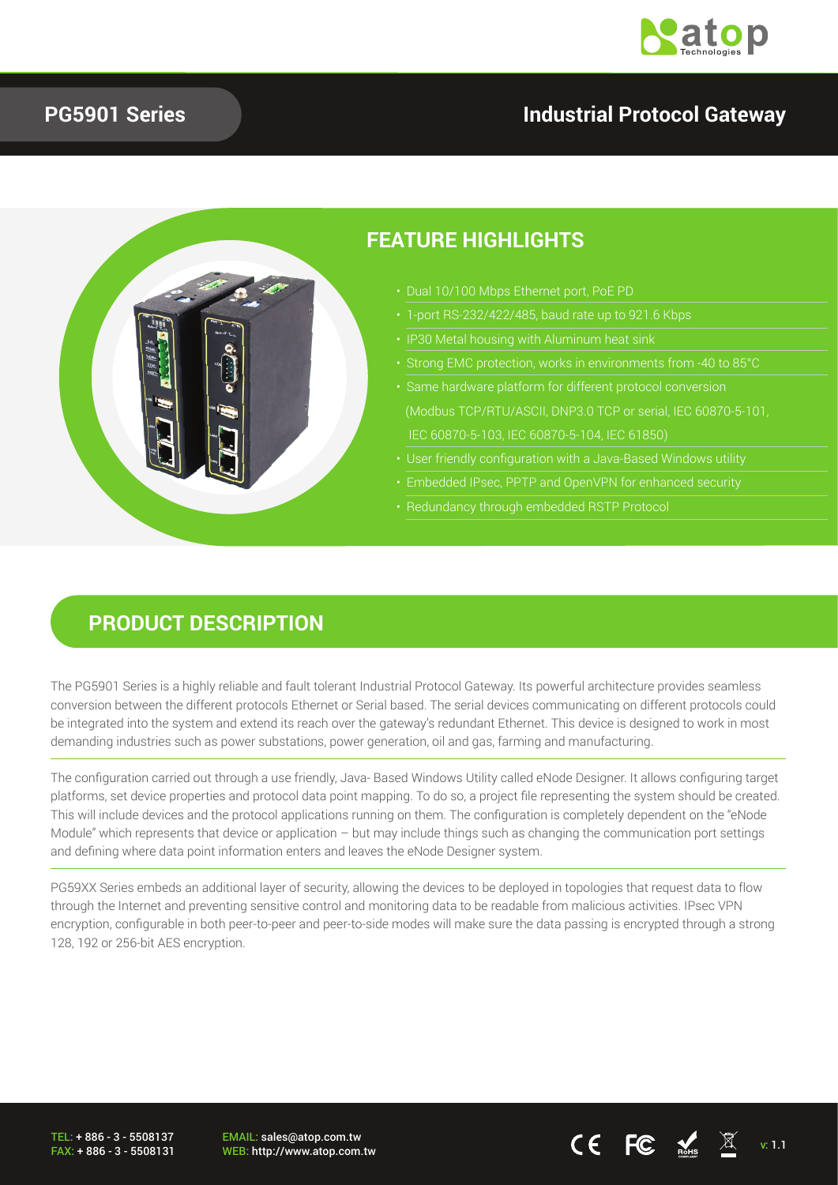# PG5901 Series

## Industrial Protocol Gateway

## FEATURE HIGHLIGHTS

- Dual 10/100 Mbps Ethernet port, PoE PD
- 1-port RS-232/422/485, baud rate up to 921.6 Kbps
- IP30 Metal housing with Aluminum heat sink
- Strong EMC protection, works in environments from -40 to 85°C
- Same hardware platform for different protocol conversion (Modbus TCP/RTU/ASCII, DNP3.0 TCP or serial, IEC 60870-5-101, IEC 60870-5-103, IEC 60870-5-104, IEC 61850)
- User friendly configuration with a Java-Based Windows utility
- Embedded IPsec, PPTP and OpenVPN for enhanced security
- Redundancy through embedded RSTP Protocol

## PRODUCT DESCRIPTION

The PG5901 Series is a highly reliable and fault tolerant Industrial Protocol Gateway. Its powerful architecture provides seamless conversion between the different protocols Ethernet or Serial based. The serial devices communicating on different protocols could be integrated into the system and extend its reach over the gateway's redundant Ethernet. This device is designed to work in most demanding industries such as power substations, power generation, oil and gas, farming and manufacturing.

The configuration carried out through a use friendly, Java- Based Windows Utility called eNode Designer. It allows configuring target platforms, set device properties and protocol data point mapping. To do so, a project file representing the system should be created. This will include devices and the protocol applications running on them. The configuration is completely dependent on the "eNode Module" which represents that device or application – but may include things such as changing the communication port settings and defining where data point information enters and leaves the eNode Designer system.

PG59XX Series embeds an additional layer of security, allowing the devices to be deployed in topologies that request data to flow through the Internet and preventing sensitive control and monitoring data to be readable from malicious activities. IPsec VPN encryption, configurable in both peer-to-peer and peer-to-side modes will make sure the data passing is encrypted through a strong 128, 192 or 256-bit AES encryption.

TEL: + 886 - 3 - 5508137
FAX: + 886 - 3 - 5508131
EMAIL: sales@atop.com.tw
WEB: http://www.atop.com.tw

v: 1.1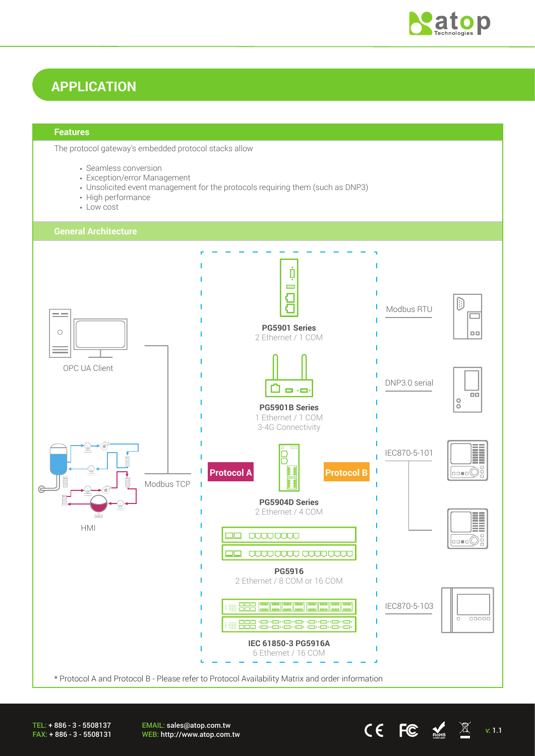# APPLICATION

## Features

The protocol gateway's embedded protocol stacks allow

- Seamless conversion
- Exception/error Management
- Unsolicited event management for the protocols requiring them (such as DNP3)
- High performance
- Low cost

## General Architecture

OPC UA Client

HMI

Modbus TCP

**PG5901 Series**
2 Ethernet / 1 COM

**PG5901B Series**
1 Ethernet / 1 COM
3-4G Connectivity

**Protocol A**

**Protocol B**

**PG5904D Series**
2 Ethernet / 4 COM

**PG5916**
2 Ethernet / 8 COM or 16 COM

**IEC 61850-3 PG5916A**
6 Ethernet / 16 COM

Modbus RTU

DNP3.0 serial

IEC870-5-101

IEC870-5-103

* Protocol A and Protocol B - Please refer to Protocol Availability Matrix and order information

TEL: + 886 - 3 - 5508137
FAX: + 886 - 3 - 5508131

EMAIL: sales@atop.com.tw
WEB: http://www.atop.com.tw

v: 1.1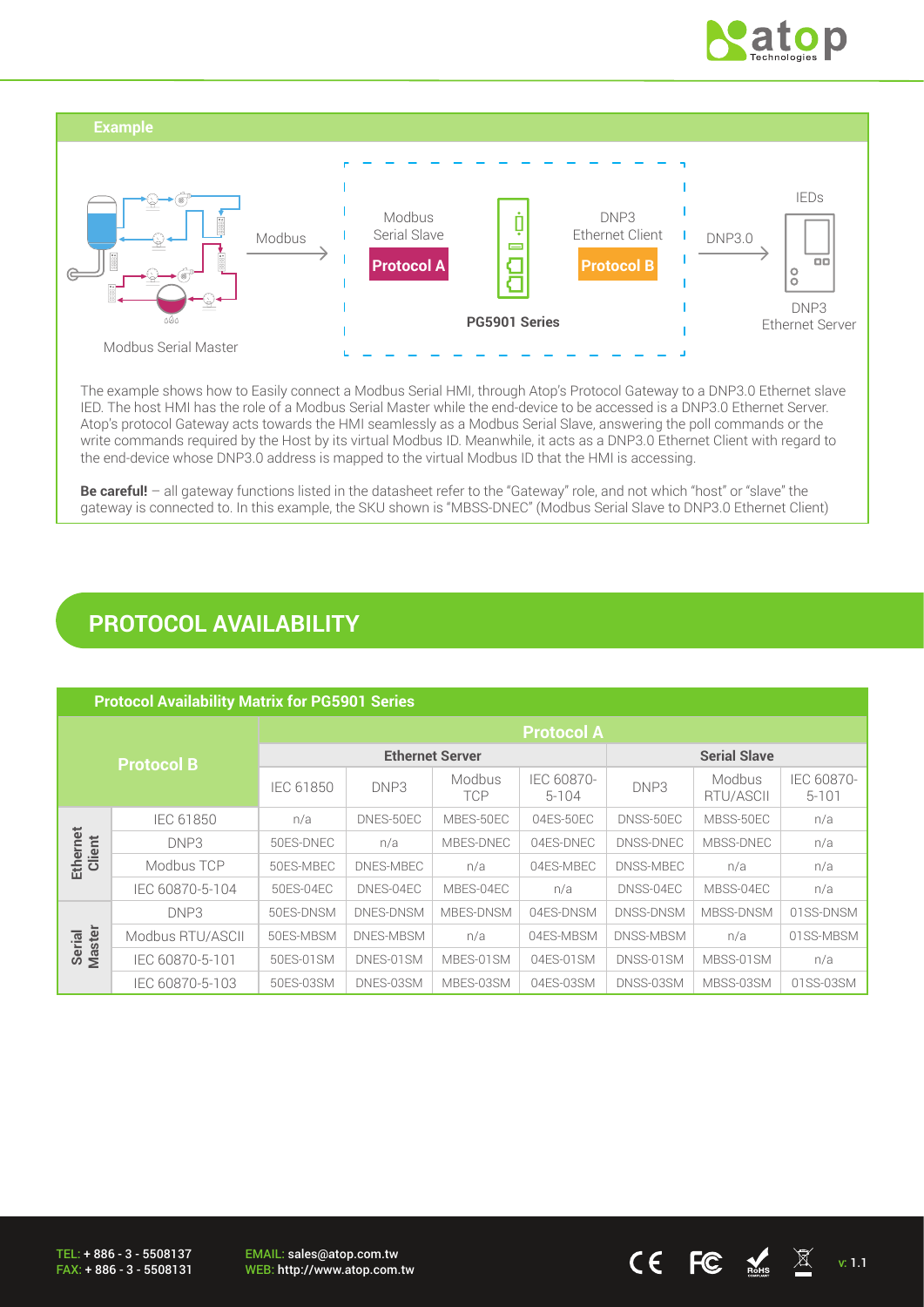## Example

Modbus Serial Master — Modbus → Modbus Serial Slave **Protocol A** | PG5901 Series | DNP3 Ethernet Client **Protocol B** → DNP3.0 → IEDs DNP3 Ethernet Server

The example shows how to Easily connect a Modbus Serial HMI, through Atop's Protocol Gateway to a DNP3.0 Ethernet slave IED. The host HMI has the role of a Modbus Serial Master while the end-device to be accessed is a DNP3.0 Ethernet Server. Atop's protocol Gateway acts towards the HMI seamlessly as a Modbus Serial Slave, answering the poll commands or the write commands required by the Host by its virtual Modbus ID. Meanwhile, it acts as a DNP3.0 Ethernet Client with regard to the end-device whose DNP3.0 address is mapped to the virtual Modbus ID that the HMI is accessing.

**Be careful!** – all gateway functions listed in the datasheet refer to the "Gateway" role, and not which "host" or "slave" the gateway is connected to. In this example, the SKU shown is "MBSS-DNEC" (Modbus Serial Slave to DNP3.0 Ethernet Client)

# PROTOCOL AVAILABILITY

**Protocol Availability Matrix for PG5901 Series**

| Protocol B | | Protocol A | | | | | | |
|---|---|---|---|---|---|---|---|---|
| | | Ethernet Server | | | | Serial Slave | | |
| | | IEC 61850 | DNP3 | Modbus TCP | IEC 60870-5-104 | DNP3 | Modbus RTU/ASCII | IEC 60870-5-101 |
| Ethernet Client | IEC 61850 | n/a | DNES-50EC | MBES-50EC | 04ES-50EC | DNSS-50EC | MBSS-50EC | n/a |
| | DNP3 | 50ES-DNEC | n/a | MBES-DNEC | 04ES-DNEC | DNSS-DNEC | MBSS-DNEC | n/a |
| | Modbus TCP | 50ES-MBEC | DNES-MBEC | n/a | 04ES-MBEC | DNSS-MBEC | n/a | n/a |
| | IEC 60870-5-104 | 50ES-04EC | DNES-04EC | MBES-04EC | n/a | DNSS-04EC | MBSS-04EC | n/a |
| Serial Master | DNP3 | 50ES-DNSM | DNES-DNSM | MBES-DNSM | 04ES-DNSM | DNSS-DNSM | MBSS-DNSM | 01SS-DNSM |
| | Modbus RTU/ASCII | 50ES-MBSM | DNES-MBSM | n/a | 04ES-MBSM | DNSS-MBSM | n/a | 01SS-MBSM |
| | IEC 60870-5-101 | 50ES-01SM | DNES-01SM | MBES-01SM | 04ES-01SM | DNSS-01SM | MBSS-01SM | n/a |
| | IEC 60870-5-103 | 50ES-03SM | DNES-03SM | MBES-03SM | 04ES-03SM | DNSS-03SM | MBSS-03SM | 01SS-03SM |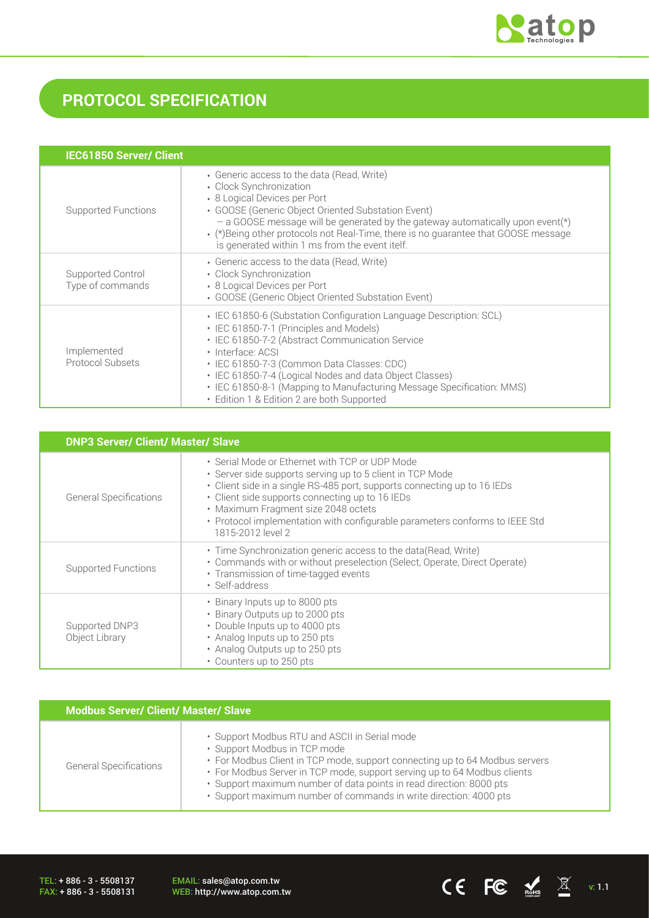# PROTOCOL SPECIFICATION

| IEC61850 Server/ Client | |
|---|---|
| Supported Functions | • Generic access to the data (Read, Write)<br>• Clock Synchronization<br>• 8 Logical Devices per Port<br>• GOOSE (Generic Object Oriented Substation Event)<br>– a GOOSE message will be generated by the gateway automatically upon event(*)<br>• (*)Being other protocols not Real-Time, there is no guarantee that GOOSE message is generated within 1 ms from the event itelf. |
| Supported Control Type of commands | • Generic access to the data (Read, Write)<br>• Clock Synchronization<br>• 8 Logical Devices per Port<br>• GOOSE (Generic Object Oriented Substation Event) |
| Implemented Protocol Subsets | • IEC 61850-6 (Substation Configuration Language Description: SCL)<br>• IEC 61850-7-1 (Principles and Models)<br>• IEC 61850-7-2 (Abstract Communication Service<br>• Interface: ACSI<br>• IEC 61850-7-3 (Common Data Classes: CDC)<br>• IEC 61850-7-4 (Logical Nodes and data Object Classes)<br>• IEC 61850-8-1 (Mapping to Manufacturing Message Specification: MMS)<br>• Edition 1 & Edition 2 are both Supported |

| DNP3 Server/ Client/ Master/ Slave | |
|---|---|
| General Specifications | • Serial Mode or Ethernet with TCP or UDP Mode<br>• Server side supports serving up to 5 client in TCP Mode<br>• Client side in a single RS-485 port, supports connecting up to 16 IEDs<br>• Client side supports connecting up to 16 IEDs<br>• Maximum Fragment size 2048 octets<br>• Protocol implementation with configurable parameters conforms to IEEE Std 1815-2012 level 2 |
| Supported Functions | • Time Synchronization generic access to the data(Read, Write)<br>• Commands with or without preselection (Select, Operate, Direct Operate)<br>• Transmission of time-tagged events<br>• Self-address |
| Supported DNP3 Object Library | • Binary Inputs up to 8000 pts<br>• Binary Outputs up to 2000 pts<br>• Double Inputs up to 4000 pts<br>• Analog Inputs up to 250 pts<br>• Analog Outputs up to 250 pts<br>• Counters up to 250 pts |

| Modbus Server/ Client/ Master/ Slave | |
|---|---|
| General Specifications | • Support Modbus RTU and ASCII in Serial mode<br>• Support Modbus in TCP mode<br>• For Modbus Client in TCP mode, support connecting up to 64 Modbus servers<br>• For Modbus Server in TCP mode, support serving up to 64 Modbus clients<br>• Support maximum number of data points in read direction: 8000 pts<br>• Support maximum number of commands in write direction: 4000 pts |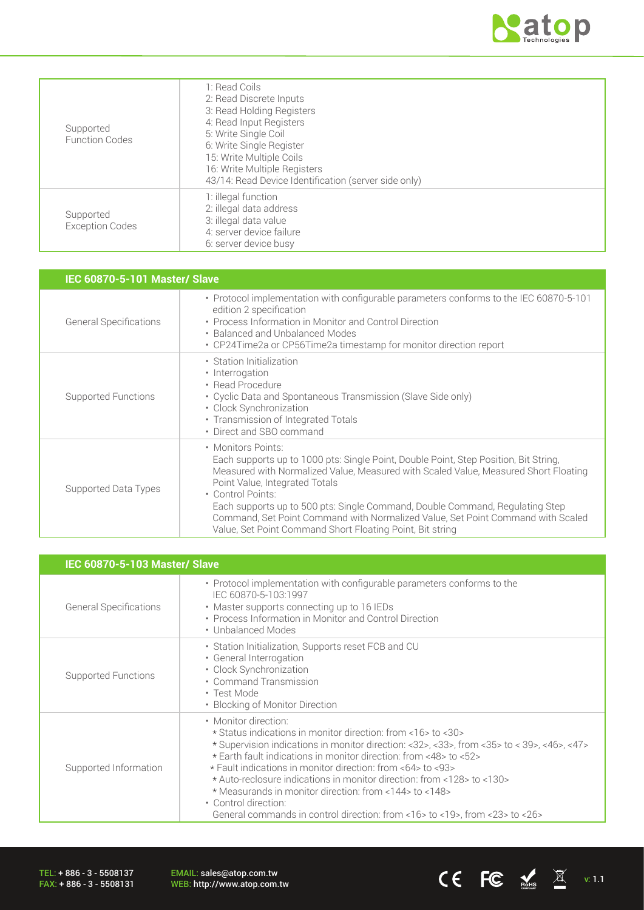| | |
|---|---|
| Supported Function Codes | 1: Read Coils<br>2: Read Discrete Inputs<br>3: Read Holding Registers<br>4: Read Input Registers<br>5: Write Single Coil<br>6: Write Single Register<br>15: Write Multiple Coils<br>16: Write Multiple Registers<br>43/14: Read Device Identification (server side only) |
| Supported Exception Codes | 1: illegal function<br>2: illegal data address<br>3: illegal data value<br>4: server device failure<br>6: server device busy |

| IEC 60870-5-101 Master/ Slave | |
|---|---|
| General Specifications | • Protocol implementation with configurable parameters conforms to the IEC 60870-5-101 edition 2 specification<br>• Process Information in Monitor and Control Direction<br>• Balanced and Unbalanced Modes<br>• CP24Time2a or CP56Time2a timestamp for monitor direction report |
| Supported Functions | • Station Initialization<br>• Interrogation<br>• Read Procedure<br>• Cyclic Data and Spontaneous Transmission (Slave Side only)<br>• Clock Synchronization<br>• Transmission of Integrated Totals<br>• Direct and SBO command |
| Supported Data Types | • Monitors Points:<br>Each supports up to 1000 pts: Single Point, Double Point, Step Position, Bit String, Measured with Normalized Value, Measured with Scaled Value, Measured Short Floating Point Value, Integrated Totals<br>• Control Points:<br>Each supports up to 500 pts: Single Command, Double Command, Regulating Step Command, Set Point Command with Normalized Value, Set Point Command with Scaled Value, Set Point Command Short Floating Point, Bit string |

| IEC 60870-5-103 Master/ Slave | |
|---|---|
| General Specifications | • Protocol implementation with configurable parameters conforms to the IEC 60870-5-103:1997<br>• Master supports connecting up to 16 IEDs<br>• Process Information in Monitor and Control Direction<br>• Unbalanced Modes |
| Supported Functions | • Station Initialization, Supports reset FCB and CU<br>• General Interrogation<br>• Clock Synchronization<br>• Command Transmission<br>• Test Mode<br>• Blocking of Monitor Direction |
| Supported Information | • Monitor direction:<br>* Status indications in monitor direction: from <16> to <30><br>* Supervision indications in monitor direction: <32>, <33>, from <35> to < 39>, <46>, <47><br>* Earth fault indications in monitor direction: from <48> to <52><br>* Fault indications in monitor direction: from <64> to <93><br>* Auto-reclosure indications in monitor direction: from <128> to <130><br>* Measurands in monitor direction: from <144> to <148><br>• Control direction:<br>General commands in control direction: from <16> to <19>, from <23> to <26> |

TEL: + 886 - 3 - 5508137
FAX: + 886 - 3 - 5508131

EMAIL: sales@atop.com.tw
WEB: http://www.atop.com.tw

v: 1.1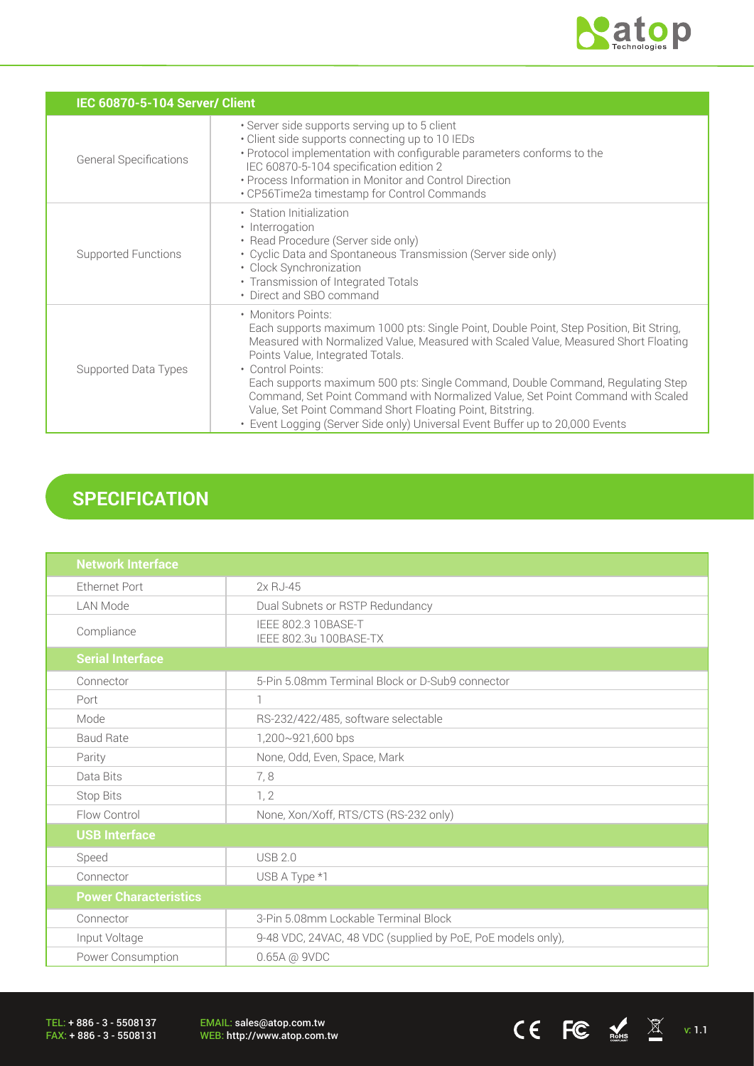| IEC 60870-5-104 Server/ Client | |
|---|---|
| General Specifications | • Server side supports serving up to 5 client<br>• Client side supports connecting up to 10 IEDs<br>• Protocol implementation with configurable parameters conforms to the IEC 60870-5-104 specification edition 2<br>• Process Information in Monitor and Control Direction<br>• CP56Time2a timestamp for Control Commands |
| Supported Functions | • Station Initialization<br>• Interrogation<br>• Read Procedure (Server side only)<br>• Cyclic Data and Spontaneous Transmission (Server side only)<br>• Clock Synchronization<br>• Transmission of Integrated Totals<br>• Direct and SBO command |
| Supported Data Types | • Monitors Points:<br>Each supports maximum 1000 pts: Single Point, Double Point, Step Position, Bit String, Measured with Normalized Value, Measured with Scaled Value, Measured Short Floating Points Value, Integrated Totals.<br>• Control Points:<br>Each supports maximum 500 pts: Single Command, Double Command, Regulating Step Command, Set Point Command with Normalized Value, Set Point Command with Scaled Value, Set Point Command Short Floating Point, Bitstring.<br>• Event Logging (Server Side only) Universal Event Buffer up to 20,000 Events |

## SPECIFICATION

| Network Interface | |
|---|---|
| Ethernet Port | 2x RJ-45 |
| LAN Mode | Dual Subnets or RSTP Redundancy |
| Compliance | IEEE 802.3 10BASE-T<br>IEEE 802.3u 100BASE-TX |
| **Serial Interface** | |
| Connector | 5-Pin 5.08mm Terminal Block or D-Sub9 connector |
| Port | 1 |
| Mode | RS-232/422/485, software selectable |
| Baud Rate | 1,200~921,600 bps |
| Parity | None, Odd, Even, Space, Mark |
| Data Bits | 7, 8 |
| Stop Bits | 1, 2 |
| Flow Control | None, Xon/Xoff, RTS/CTS (RS-232 only) |
| **USB Interface** | |
| Speed | USB 2.0 |
| Connector | USB A Type *1 |
| **Power Characteristics** | |
| Connector | 3-Pin 5.08mm Lockable Terminal Block |
| Input Voltage | 9-48 VDC, 24VAC, 48 VDC (supplied by PoE, PoE models only), |
| Power Consumption | 0.65A @ 9VDC |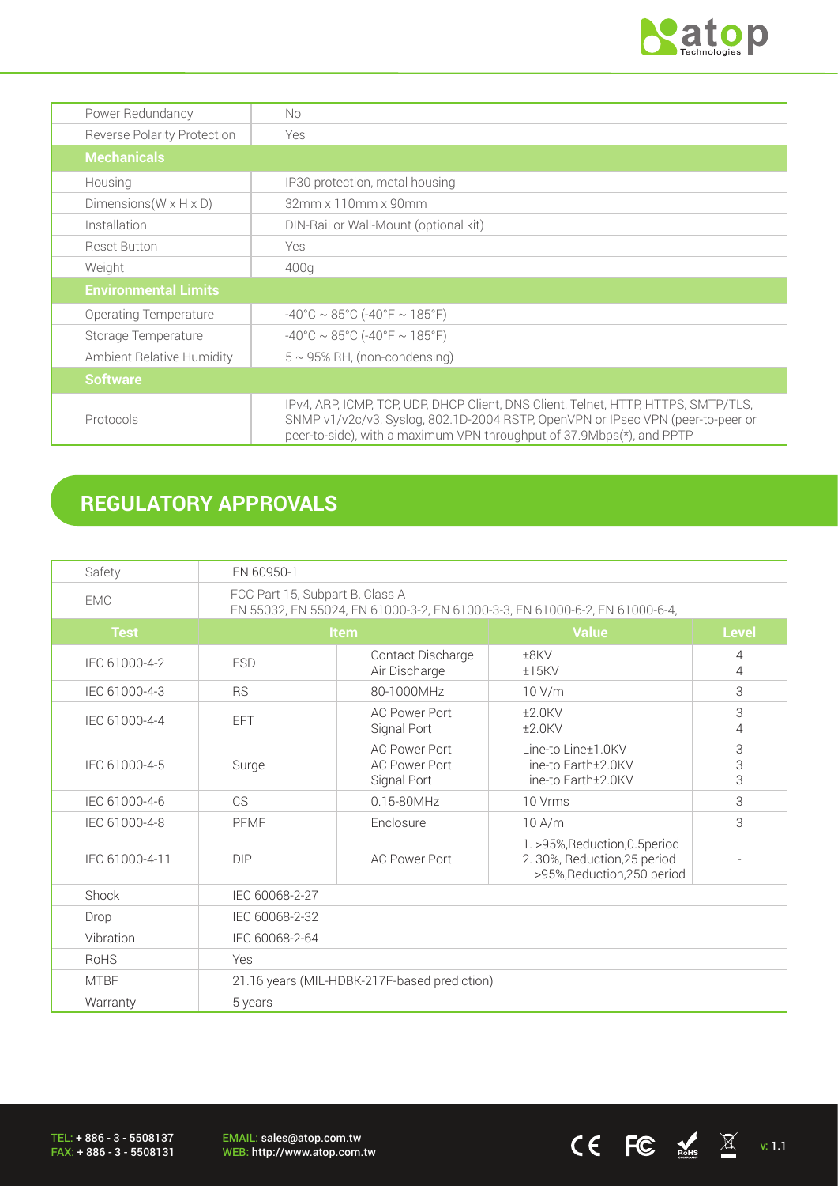| | |
|---|---|
| Power Redundancy | No |
| Reverse Polarity Protection | Yes |
| **Mechanicals** | |
| Housing | IP30 protection, metal housing |
| Dimensions(W x H x D) | 32mm x 110mm x 90mm |
| Installation | DIN-Rail or Wall-Mount (optional kit) |
| Reset Button | Yes |
| Weight | 400g |
| **Environmental Limits** | |
| Operating Temperature | -40°C ~ 85°C (-40°F ~ 185°F) |
| Storage Temperature | -40°C ~ 85°C (-40°F ~ 185°F) |
| Ambient Relative Humidity | 5 ~ 95% RH, (non-condensing) |
| **Software** | |
| Protocols | IPv4, ARP, ICMP, TCP, UDP, DHCP Client, DNS Client, Telnet, HTTP, HTTPS, SMTP/TLS, SNMP v1/v2c/v3, Syslog, 802.1D-2004 RSTP, OpenVPN or IPsec VPN (peer-to-peer or peer-to-side), with a maximum VPN throughput of 37.9Mbps(*), and PPTP |

## REGULATORY APPROVALS

| | | | | |
|---|---|---|---|---|
| Safety | EN 60950-1 | | | |
| EMC | FCC Part 15, Subpart B, Class A<br>EN 55032, EN 55024, EN 61000-3-2, EN 61000-3-3, EN 61000-6-2, EN 61000-6-4, | | | |
| **Test** | **Item** | | **Value** | **Level** |
| IEC 61000-4-2 | ESD | Contact Discharge<br>Air Discharge | ±8KV<br>±15KV | 4<br>4 |
| IEC 61000-4-3 | RS | 80-1000MHz | 10 V/m | 3 |
| IEC 61000-4-4 | EFT | AC Power Port<br>Signal Port | ±2.0KV<br>±2.0KV | 3<br>4 |
| IEC 61000-4-5 | Surge | AC Power Port<br>AC Power Port<br>Signal Port | Line-to Line±1.0KV<br>Line-to Earth±2.0KV<br>Line-to Earth±2.0KV | 3<br>3<br>3 |
| IEC 61000-4-6 | CS | 0.15-80MHz | 10 Vrms | 3 |
| IEC 61000-4-8 | PFMF | Enclosure | 10 A/m | 3 |
| IEC 61000-4-11 | DIP | AC Power Port | 1. >95%,Reduction,0.5period<br>2. 30%, Reduction,25 period<br>>95%,Reduction,250 period | - |
| Shock | IEC 60068-2-27 | | | |
| Drop | IEC 60068-2-32 | | | |
| Vibration | IEC 60068-2-64 | | | |
| RoHS | Yes | | | |
| MTBF | 21.16 years (MIL-HDBK-217F-based prediction) | | | |
| Warranty | 5 years | | | |

TEL: + 886 - 3 - 5508137
FAX: + 886 - 3 - 5508131

EMAIL: sales@atop.com.tw
WEB: http://www.atop.com.tw

v: 1.1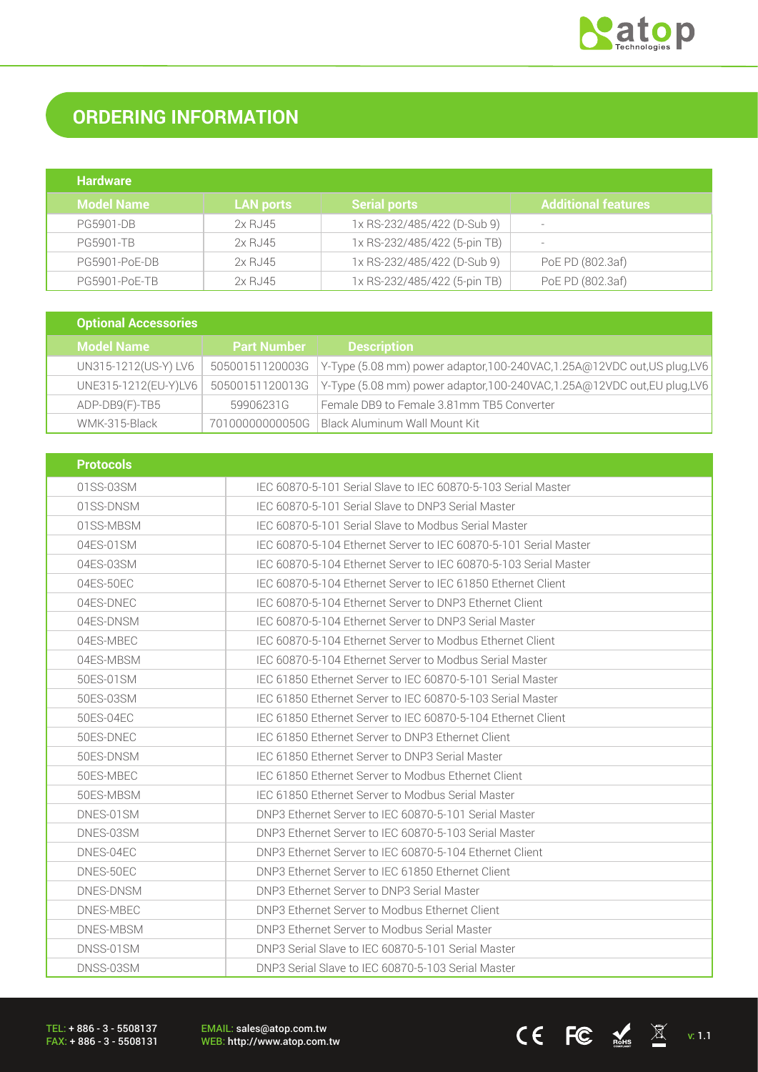## ORDERING INFORMATION

**Hardware**

| Model Name | LAN ports | Serial ports | Additional features |
|---|---|---|---|
| PG5901-DB | 2x RJ45 | 1x RS-232/485/422 (D-Sub 9) | - |
| PG5901-TB | 2x RJ45 | 1x RS-232/485/422 (5-pin TB) | - |
| PG5901-PoE-DB | 2x RJ45 | 1x RS-232/485/422 (D-Sub 9) | PoE PD (802.3af) |
| PG5901-PoE-TB | 2x RJ45 | 1x RS-232/485/422 (5-pin TB) | PoE PD (802.3af) |

**Optional Accessories**

| Model Name | Part Number | Description |
|---|---|---|
| UN315-1212(US-Y) LV6 | 50500151120003G | Y-Type (5.08 mm) power adaptor,100-240VAC,1.25A@12VDC out,US plug,LV6 |
| UNE315-1212(EU-Y)LV6 | 50500151120013G | Y-Type (5.08 mm) power adaptor,100-240VAC,1.25A@12VDC out,EU plug,LV6 |
| ADP-DB9(F)-TB5 | 59906231G | Female DB9 to Female 3.81mm TB5 Converter |
| WMK-315-Black | 70100000000050G | Black Aluminum Wall Mount Kit |

**Protocols**

| | |
|---|---|
| 01SS-03SM | IEC 60870-5-101 Serial Slave to IEC 60870-5-103 Serial Master |
| 01SS-DNSM | IEC 60870-5-101 Serial Slave to DNP3 Serial Master |
| 01SS-MBSM | IEC 60870-5-101 Serial Slave to Modbus Serial Master |
| 04ES-01SM | IEC 60870-5-104 Ethernet Server to IEC 60870-5-101 Serial Master |
| 04ES-03SM | IEC 60870-5-104 Ethernet Server to IEC 60870-5-103 Serial Master |
| 04ES-50EC | IEC 60870-5-104 Ethernet Server to IEC 61850 Ethernet Client |
| 04ES-DNEC | IEC 60870-5-104 Ethernet Server to DNP3 Ethernet Client |
| 04ES-DNSM | IEC 60870-5-104 Ethernet Server to DNP3 Serial Master |
| 04ES-MBEC | IEC 60870-5-104 Ethernet Server to Modbus Ethernet Client |
| 04ES-MBSM | IEC 60870-5-104 Ethernet Server to Modbus Serial Master |
| 50ES-01SM | IEC 61850 Ethernet Server to IEC 60870-5-101 Serial Master |
| 50ES-03SM | IEC 61850 Ethernet Server to IEC 60870-5-103 Serial Master |
| 50ES-04EC | IEC 61850 Ethernet Server to IEC 60870-5-104 Ethernet Client |
| 50ES-DNEC | IEC 61850 Ethernet Server to DNP3 Ethernet Client |
| 50ES-DNSM | IEC 61850 Ethernet Server to DNP3 Serial Master |
| 50ES-MBEC | IEC 61850 Ethernet Server to Modbus Ethernet Client |
| 50ES-MBSM | IEC 61850 Ethernet Server to Modbus Serial Master |
| DNES-01SM | DNP3 Ethernet Server to IEC 60870-5-101 Serial Master |
| DNES-03SM | DNP3 Ethernet Server to IEC 60870-5-103 Serial Master |
| DNES-04EC | DNP3 Ethernet Server to IEC 60870-5-104 Ethernet Client |
| DNES-50EC | DNP3 Ethernet Server to IEC 61850 Ethernet Client |
| DNES-DNSM | DNP3 Ethernet Server to DNP3 Serial Master |
| DNES-MBEC | DNP3 Ethernet Server to Modbus Ethernet Client |
| DNES-MBSM | DNP3 Ethernet Server to Modbus Serial Master |
| DNSS-01SM | DNP3 Serial Slave to IEC 60870-5-101 Serial Master |
| DNSS-03SM | DNP3 Serial Slave to IEC 60870-5-103 Serial Master |

TEL: + 886 - 3 - 5508137
FAX: + 886 - 3 - 5508131

EMAIL: sales@atop.com.tw
WEB: http://www.atop.com.tw

v: 1.1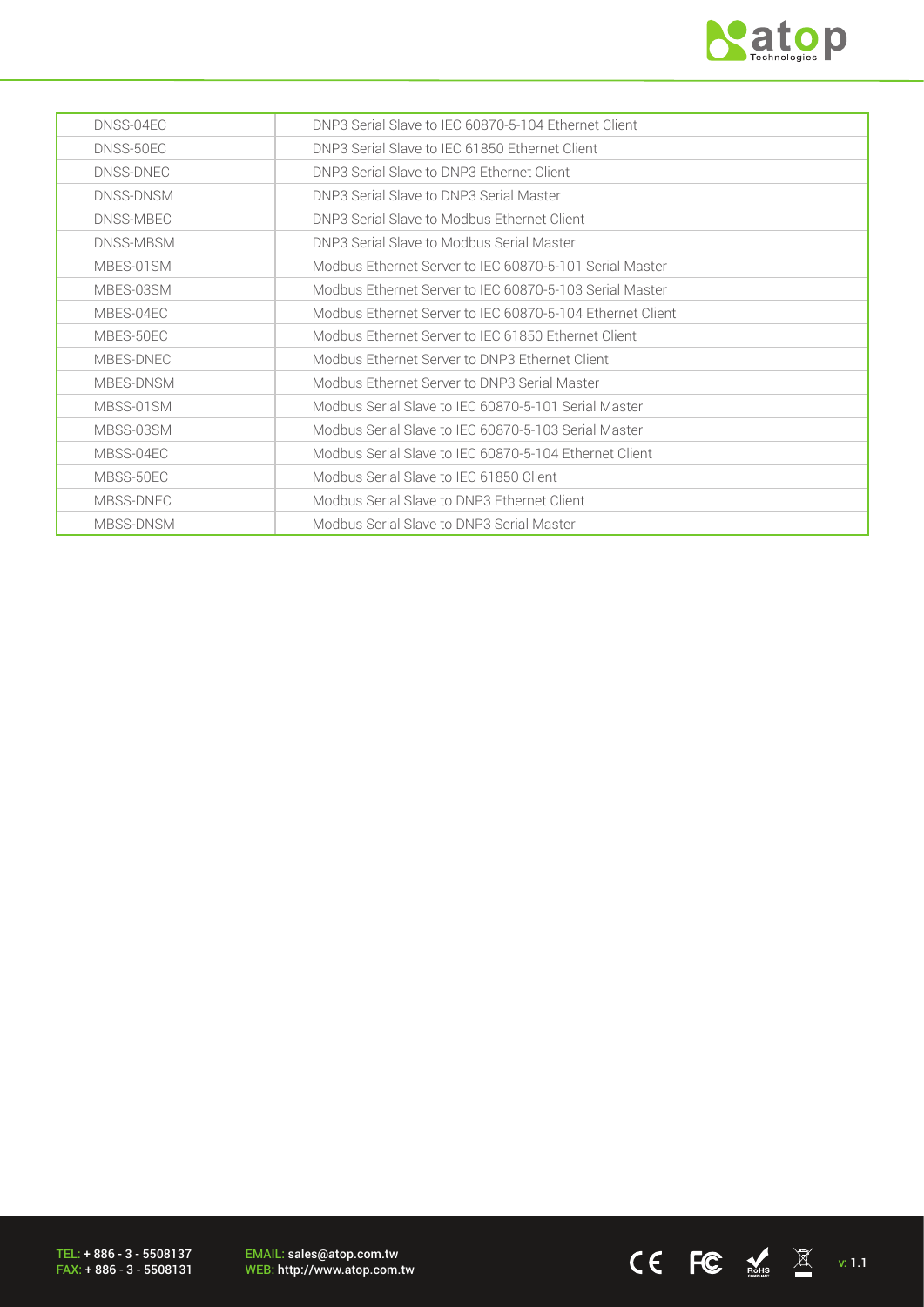| | |
|---|---|
| DNSS-04EC | DNP3 Serial Slave to IEC 60870-5-104 Ethernet Client |
| DNSS-50EC | DNP3 Serial Slave to IEC 61850 Ethernet Client |
| DNSS-DNEC | DNP3 Serial Slave to DNP3 Ethernet Client |
| DNSS-DNSM | DNP3 Serial Slave to DNP3 Serial Master |
| DNSS-MBEC | DNP3 Serial Slave to Modbus Ethernet Client |
| DNSS-MBSM | DNP3 Serial Slave to Modbus Serial Master |
| MBES-01SM | Modbus Ethernet Server to IEC 60870-5-101 Serial Master |
| MBES-03SM | Modbus Ethernet Server to IEC 60870-5-103 Serial Master |
| MBES-04EC | Modbus Ethernet Server to IEC 60870-5-104 Ethernet Client |
| MBES-50EC | Modbus Ethernet Server to IEC 61850 Ethernet Client |
| MBES-DNEC | Modbus Ethernet Server to DNP3 Ethernet Client |
| MBES-DNSM | Modbus Ethernet Server to DNP3 Serial Master |
| MBSS-01SM | Modbus Serial Slave to IEC 60870-5-101 Serial Master |
| MBSS-03SM | Modbus Serial Slave to IEC 60870-5-103 Serial Master |
| MBSS-04EC | Modbus Serial Slave to IEC 60870-5-104 Ethernet Client |
| MBSS-50EC | Modbus Serial Slave to IEC 61850 Client |
| MBSS-DNEC | Modbus Serial Slave to DNP3 Ethernet Client |
| MBSS-DNSM | Modbus Serial Slave to DNP3 Serial Master |